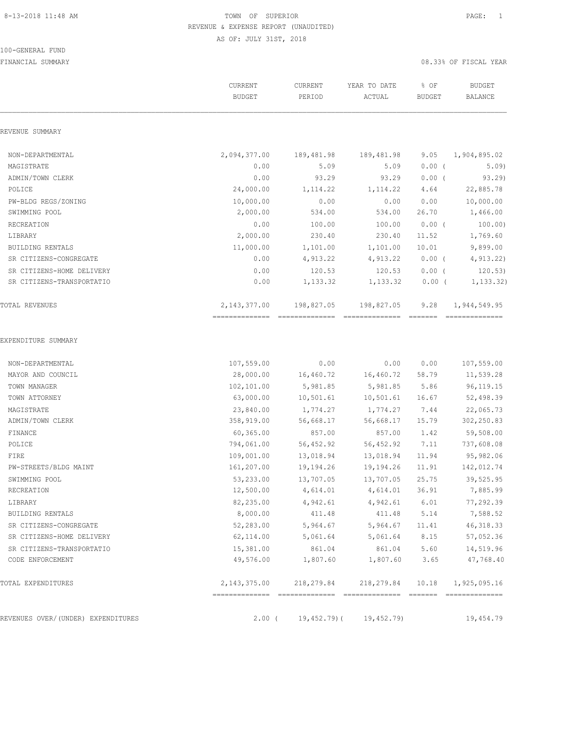8-13-2018 11:48 AM TOWN OF SUPERIOR PAGE: 1

REVENUE & EXPENSE REPORT (UNAUDITED)

AS OF: JULY 31ST, 2018

100-GENERAL FUND

FINANCIAL SUMMARY 08.33% OF FISCAL YEAR

| | CURRENT BUDGET | CURRENT PERIOD | YEAR TO DATE ACTUAL | % OF BUDGET | BUDGET BALANCE |
|---|---|---|---|---|---|
| REVENUE SUMMARY | | | | | |
| NON-DEPARTMENTAL | 2,094,377.00 | 189,481.98 | 189,481.98 | 9.05 | 1,904,895.02 |
| MAGISTRATE | 0.00 | 5.09 | 5.09 | 0.00 ( | 5.09) |
| ADMIN/TOWN CLERK | 0.00 | 93.29 | 93.29 | 0.00 ( | 93.29) |
| POLICE | 24,000.00 | 1,114.22 | 1,114.22 | 4.64 | 22,885.78 |
| PW-BLDG REGS/ZONING | 10,000.00 | 0.00 | 0.00 | 0.00 | 10,000.00 |
| SWIMMING POOL | 2,000.00 | 534.00 | 534.00 | 26.70 | 1,466.00 |
| RECREATION | 0.00 | 100.00 | 100.00 | 0.00 ( | 100.00) |
| LIBRARY | 2,000.00 | 230.40 | 230.40 | 11.52 | 1,769.60 |
| BUILDING RENTALS | 11,000.00 | 1,101.00 | 1,101.00 | 10.01 | 9,899.00 |
| SR CITIZENS-CONGREGATE | 0.00 | 4,913.22 | 4,913.22 | 0.00 ( | 4,913.22) |
| SR CITIZENS-HOME DELIVERY | 0.00 | 120.53 | 120.53 | 0.00 ( | 120.53) |
| SR CITIZENS-TRANSPORTATIO | 0.00 | 1,133.32 | 1,133.32 | 0.00 ( | 1,133.32) |
| TOTAL REVENUES | 2,143,377.00 | 198,827.05 | 198,827.05 | 9.28 | 1,944,549.95 |
| EXPENDITURE SUMMARY | | | | | |
| NON-DEPARTMENTAL | 107,559.00 | 0.00 | 0.00 | 0.00 | 107,559.00 |
| MAYOR AND COUNCIL | 28,000.00 | 16,460.72 | 16,460.72 | 58.79 | 11,539.28 |
| TOWN MANAGER | 102,101.00 | 5,981.85 | 5,981.85 | 5.86 | 96,119.15 |
| TOWN ATTORNEY | 63,000.00 | 10,501.61 | 10,501.61 | 16.67 | 52,498.39 |
| MAGISTRATE | 23,840.00 | 1,774.27 | 1,774.27 | 7.44 | 22,065.73 |
| ADMIN/TOWN CLERK | 358,919.00 | 56,668.17 | 56,668.17 | 15.79 | 302,250.83 |
| FINANCE | 60,365.00 | 857.00 | 857.00 | 1.42 | 59,508.00 |
| POLICE | 794,061.00 | 56,452.92 | 56,452.92 | 7.11 | 737,608.08 |
| FIRE | 109,001.00 | 13,018.94 | 13,018.94 | 11.94 | 95,982.06 |
| PW-STREETS/BLDG MAINT | 161,207.00 | 19,194.26 | 19,194.26 | 11.91 | 142,012.74 |
| SWIMMING POOL | 53,233.00 | 13,707.05 | 13,707.05 | 25.75 | 39,525.95 |
| RECREATION | 12,500.00 | 4,614.01 | 4,614.01 | 36.91 | 7,885.99 |
| LIBRARY | 82,235.00 | 4,942.61 | 4,942.61 | 6.01 | 77,292.39 |
| BUILDING RENTALS | 8,000.00 | 411.48 | 411.48 | 5.14 | 7,588.52 |
| SR CITIZENS-CONGREGATE | 52,283.00 | 5,964.67 | 5,964.67 | 11.41 | 46,318.33 |
| SR CITIZENS-HOME DELIVERY | 62,114.00 | 5,061.64 | 5,061.64 | 8.15 | 57,052.36 |
| SR CITIZENS-TRANSPORTATIO | 15,381.00 | 861.04 | 861.04 | 5.60 | 14,519.96 |
| CODE ENFORCEMENT | 49,576.00 | 1,807.60 | 1,807.60 | 3.65 | 47,768.40 |
| TOTAL EXPENDITURES | 2,143,375.00 | 218,279.84 | 218,279.84 | 10.18 | 1,925,095.16 |
| REVENUES OVER/(UNDER) EXPENDITURES | 2.00 ( | 19,452.79)( | 19,452.79) | | 19,454.79 |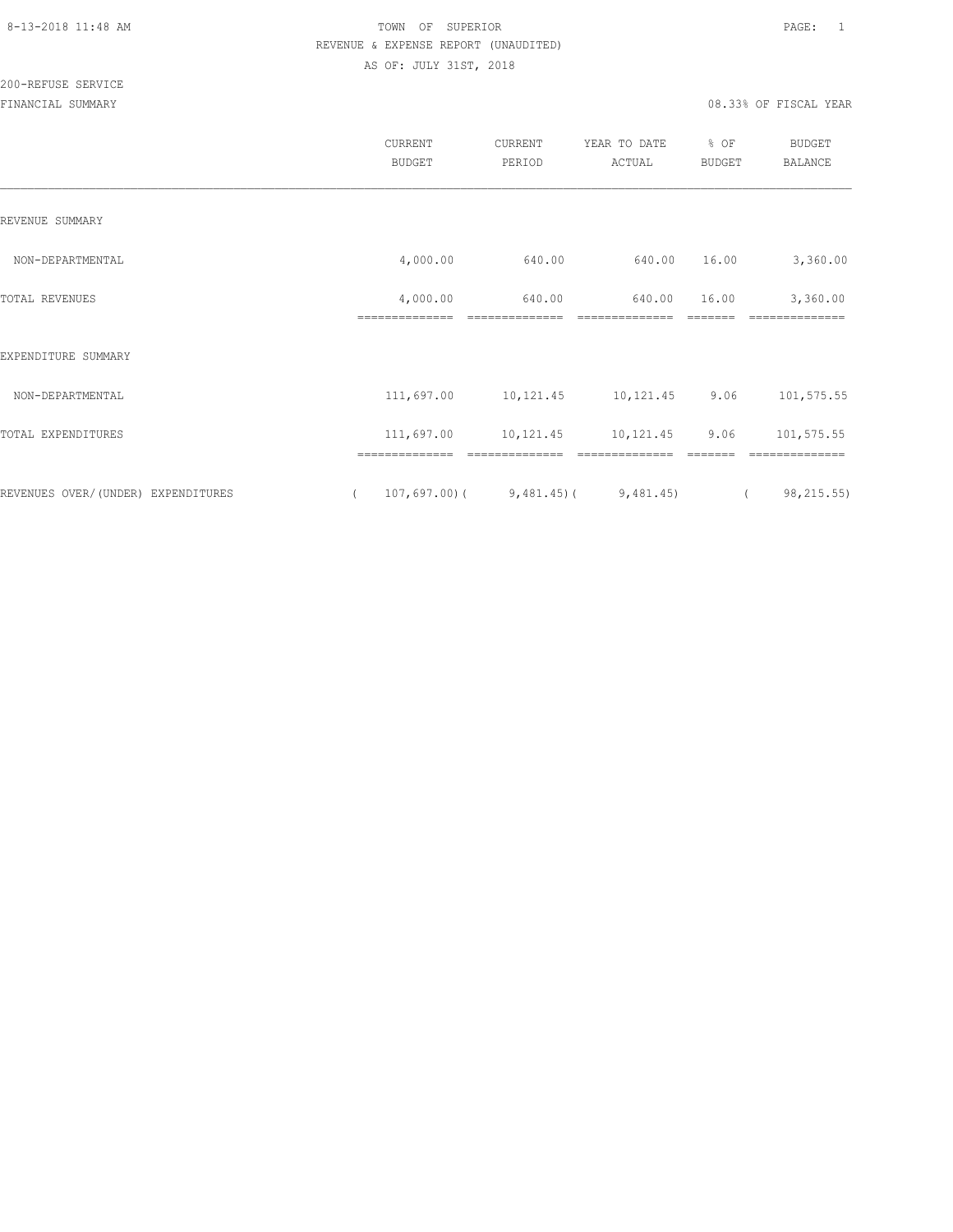8-13-2018 11:48 AM TOWN OF SUPERIOR

REVENUE & EXPENSE REPORT (UNAUDITED)

AS OF: JULY 31ST, 2018

200-REFUSE SERVICE

FINANCIAL SUMMARY 08.33% OF FISCAL YEAR

| | CURRENT BUDGET | CURRENT PERIOD | YEAR TO DATE ACTUAL | % OF BUDGET | BUDGET BALANCE |
|---|---|---|---|---|---|
| REVENUE SUMMARY | | | | | |
| NON-DEPARTMENTAL | 4,000.00 | 640.00 | 640.00 | 16.00 | 3,360.00 |
| TOTAL REVENUES | 4,000.00 | 640.00 | 640.00 | 16.00 | 3,360.00 |
| EXPENDITURE SUMMARY | | | | | |
| NON-DEPARTMENTAL | 111,697.00 | 10,121.45 | 10,121.45 | 9.06 | 101,575.55 |
| TOTAL EXPENDITURES | 111,697.00 | 10,121.45 | 10,121.45 | 9.06 | 101,575.55 |
| REVENUES OVER/(UNDER) EXPENDITURES | ( 107,697.00) | ( 9,481.45) | ( 9,481.45) | | ( 98,215.55) |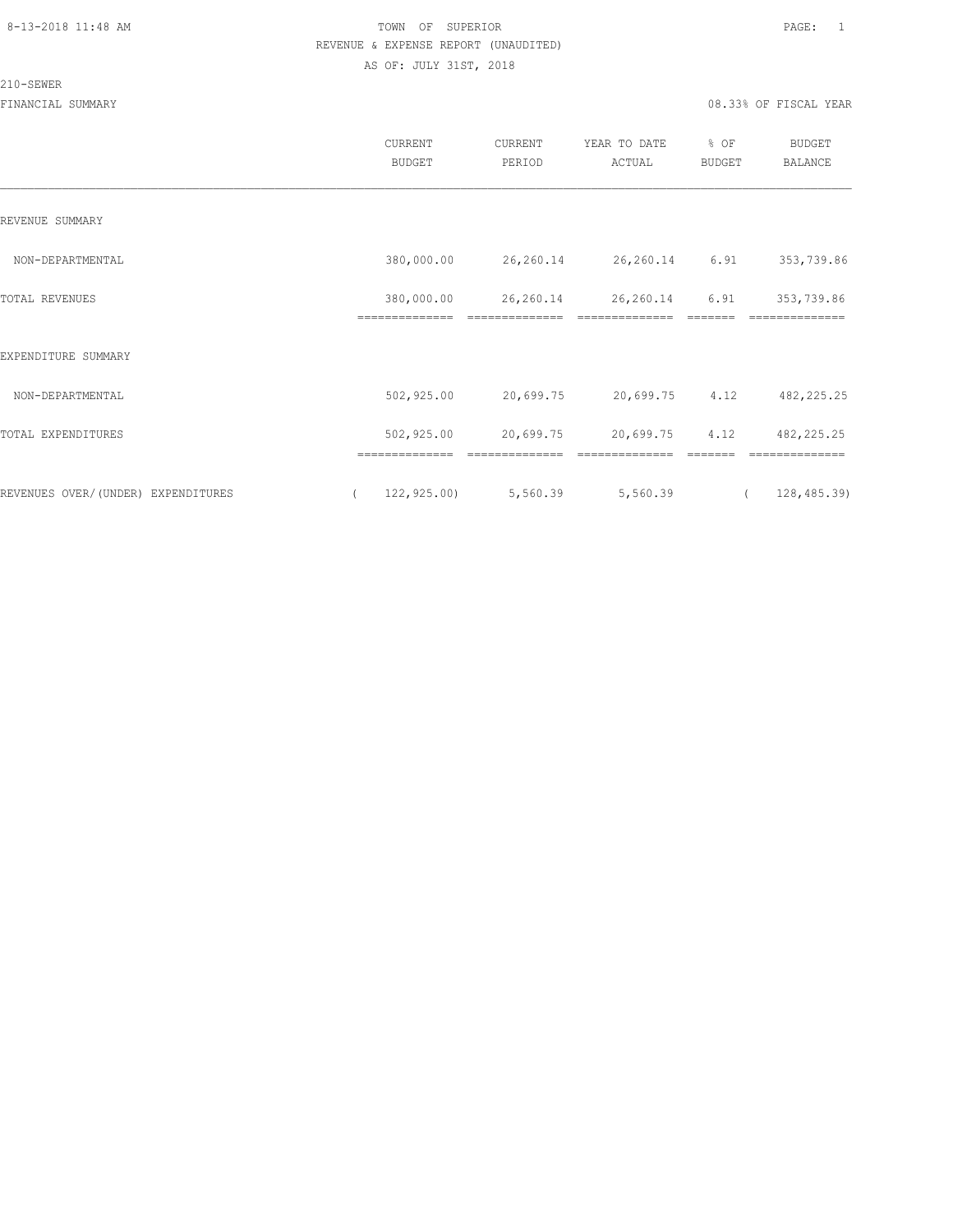TOWN OF SUPERIOR
REVENUE & EXPENSE REPORT (UNAUDITED)
AS OF: JULY 31ST, 2018

210-SEWER

FINANCIAL SUMMARY — 08.33% OF FISCAL YEAR

| | CURRENT BUDGET | CURRENT PERIOD | YEAR TO DATE ACTUAL | % OF BUDGET | BUDGET BALANCE |
|---|---|---|---|---|---|
| REVENUE SUMMARY | | | | | |
| NON-DEPARTMENTAL | 380,000.00 | 26,260.14 | 26,260.14 | 6.91 | 353,739.86 |
| TOTAL REVENUES | 380,000.00 | 26,260.14 | 26,260.14 | 6.91 | 353,739.86 |
| EXPENDITURE SUMMARY | | | | | |
| NON-DEPARTMENTAL | 502,925.00 | 20,699.75 | 20,699.75 | 4.12 | 482,225.25 |
| TOTAL EXPENDITURES | 502,925.00 | 20,699.75 | 20,699.75 | 4.12 | 482,225.25 |
| REVENUES OVER/(UNDER) EXPENDITURES | ( 122,925.00) | 5,560.39 | 5,560.39 | | ( 128,485.39) |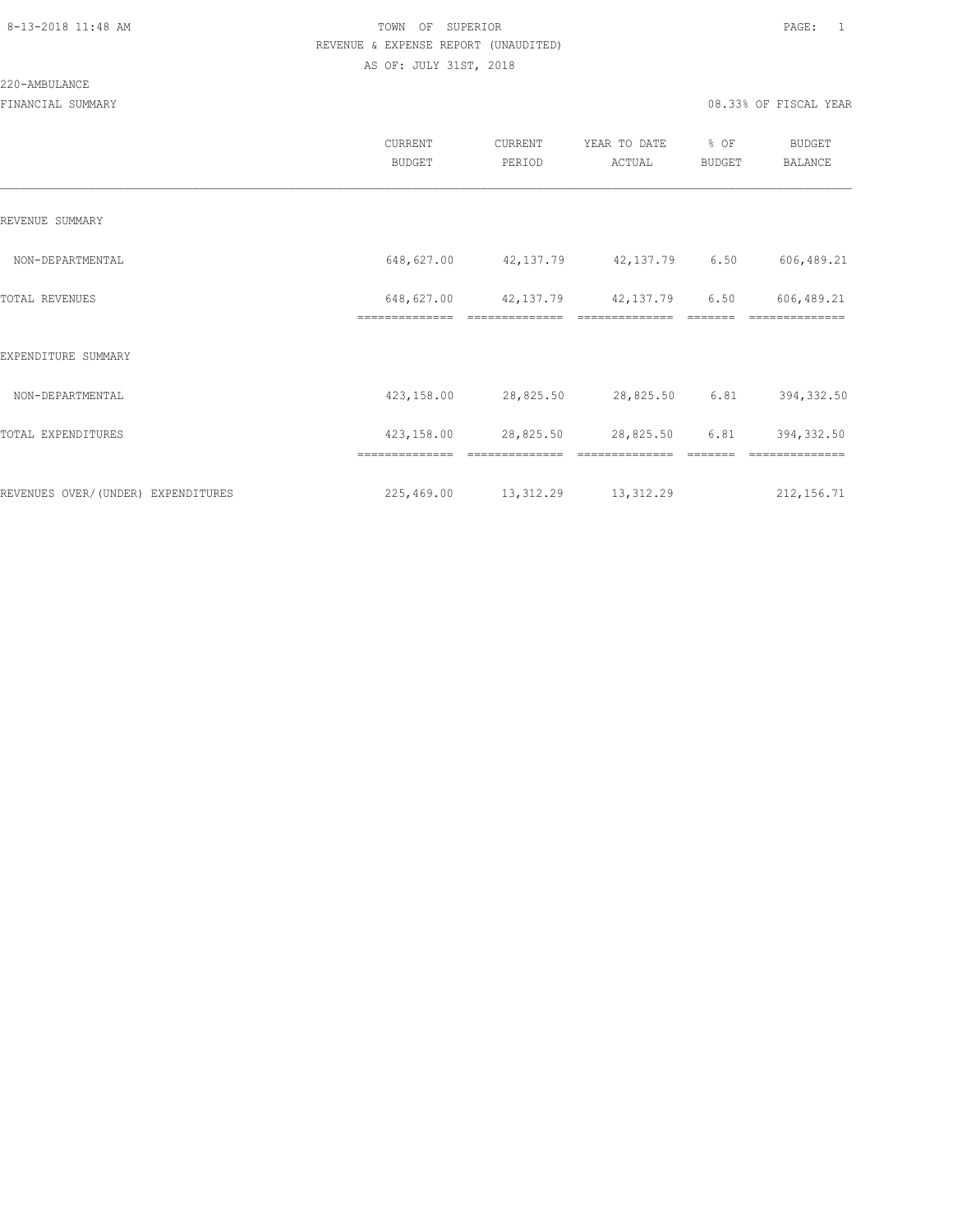TOWN OF SUPERIOR
REVENUE & EXPENSE REPORT (UNAUDITED)
AS OF: JULY 31ST, 2018

220-AMBULANCE

FINANCIAL SUMMARY

08.33% OF FISCAL YEAR

| | CURRENT BUDGET | CURRENT PERIOD | YEAR TO DATE ACTUAL | % OF BUDGET | BUDGET BALANCE |
|---|---|---|---|---|---|
| REVENUE SUMMARY | | | | | |
| NON-DEPARTMENTAL | 648,627.00 | 42,137.79 | 42,137.79 | 6.50 | 606,489.21 |
| TOTAL REVENUES | 648,627.00 | 42,137.79 | 42,137.79 | 6.50 | 606,489.21 |
| EXPENDITURE SUMMARY | | | | | |
| NON-DEPARTMENTAL | 423,158.00 | 28,825.50 | 28,825.50 | 6.81 | 394,332.50 |
| TOTAL EXPENDITURES | 423,158.00 | 28,825.50 | 28,825.50 | 6.81 | 394,332.50 |
| REVENUES OVER/(UNDER) EXPENDITURES | 225,469.00 | 13,312.29 | 13,312.29 | | 212,156.71 |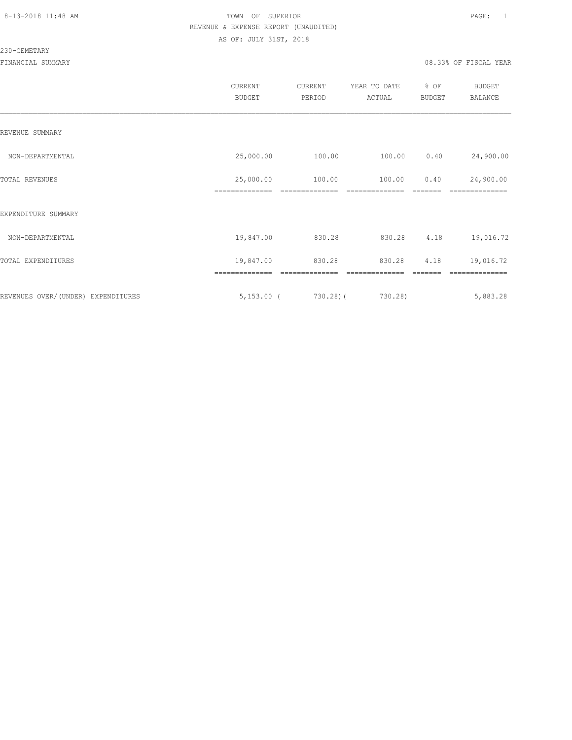TOWN OF SUPERIOR
REVENUE & EXPENSE REPORT (UNAUDITED)
AS OF: JULY 31ST, 2018

230-CEMETARY

FINANCIAL SUMMARY 08.33% OF FISCAL YEAR

| | CURRENT BUDGET | CURRENT PERIOD | YEAR TO DATE ACTUAL | % OF BUDGET | BUDGET BALANCE |
|---|---|---|---|---|---|
| REVENUE SUMMARY | | | | | |
| NON-DEPARTMENTAL | 25,000.00 | 100.00 | 100.00 | 0.40 | 24,900.00 |
| TOTAL REVENUES | 25,000.00 | 100.00 | 100.00 | 0.40 | 24,900.00 |
| EXPENDITURE SUMMARY | | | | | |
| NON-DEPARTMENTAL | 19,847.00 | 830.28 | 830.28 | 4.18 | 19,016.72 |
| TOTAL EXPENDITURES | 19,847.00 | 830.28 | 830.28 | 4.18 | 19,016.72 |
| REVENUES OVER/(UNDER) EXPENDITURES | 5,153.00 | ( 730.28) | ( 730.28) | | 5,883.28 |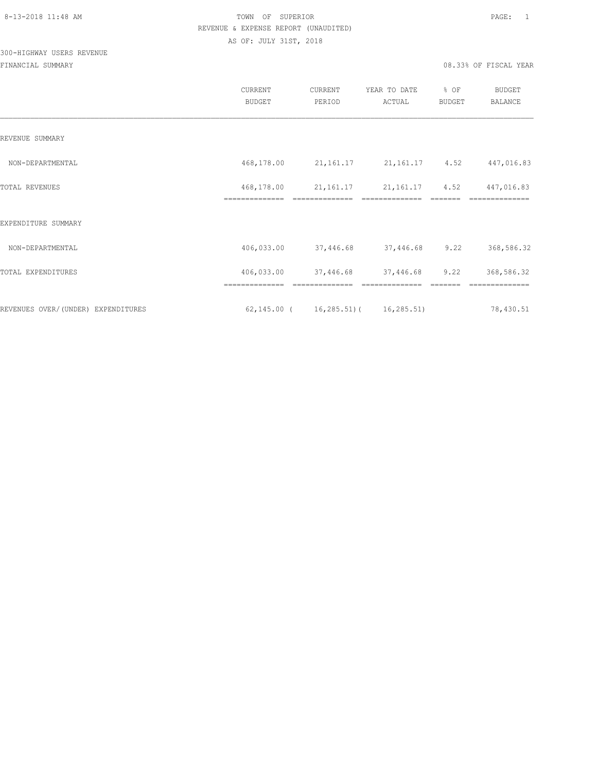TOWN OF SUPERIOR

REVENUE & EXPENSE REPORT (UNAUDITED)

AS OF: JULY 31ST, 2018

300-HIGHWAY USERS REVENUE

FINANCIAL SUMMARY

08.33% OF FISCAL YEAR

| | CURRENT BUDGET | CURRENT PERIOD | YEAR TO DATE ACTUAL | % OF BUDGET | BUDGET BALANCE |
|---|---|---|---|---|---|
| REVENUE SUMMARY | | | | | |
| NON-DEPARTMENTAL | 468,178.00 | 21,161.17 | 21,161.17 | 4.52 | 447,016.83 |
| TOTAL REVENUES | 468,178.00 | 21,161.17 | 21,161.17 | 4.52 | 447,016.83 |
| EXPENDITURE SUMMARY | | | | | |
| NON-DEPARTMENTAL | 406,033.00 | 37,446.68 | 37,446.68 | 9.22 | 368,586.32 |
| TOTAL EXPENDITURES | 406,033.00 | 37,446.68 | 37,446.68 | 9.22 | 368,586.32 |
| REVENUES OVER/(UNDER) EXPENDITURES | 62,145.00 | ( 16,285.51) | ( 16,285.51) | | 78,430.51 |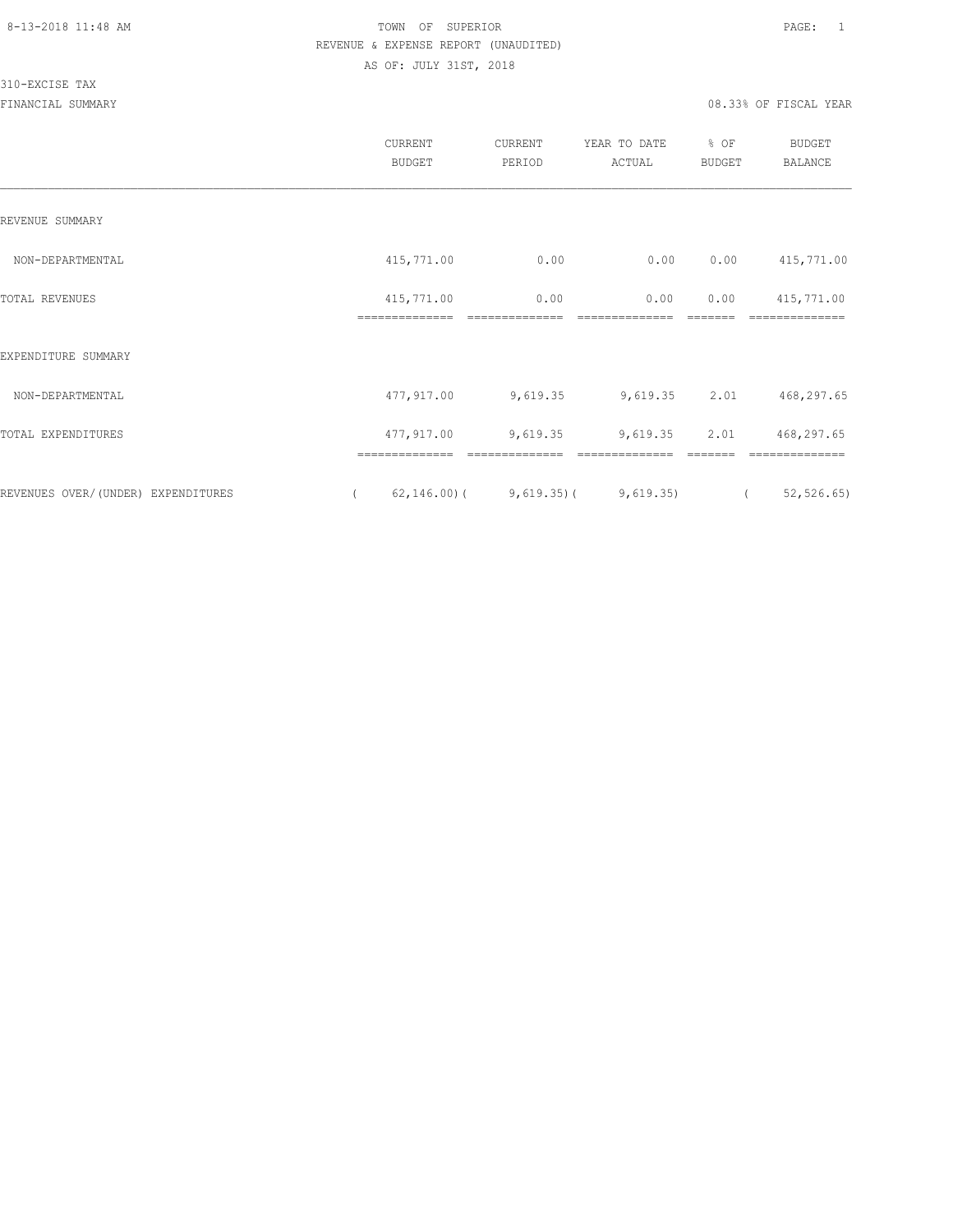TOWN OF SUPERIOR
REVENUE & EXPENSE REPORT (UNAUDITED)
AS OF: JULY 31ST, 2018

310-EXCISE TAX
FINANCIAL SUMMARY

08.33% OF FISCAL YEAR

| | CURRENT BUDGET | CURRENT PERIOD | YEAR TO DATE ACTUAL | % OF BUDGET | BUDGET BALANCE |
|---|---|---|---|---|---|
| REVENUE SUMMARY | | | | | |
| NON-DEPARTMENTAL | 415,771.00 | 0.00 | 0.00 | 0.00 | 415,771.00 |
| TOTAL REVENUES | 415,771.00 | 0.00 | 0.00 | 0.00 | 415,771.00 |
| EXPENDITURE SUMMARY | | | | | |
| NON-DEPARTMENTAL | 477,917.00 | 9,619.35 | 9,619.35 | 2.01 | 468,297.65 |
| TOTAL EXPENDITURES | 477,917.00 | 9,619.35 | 9,619.35 | 2.01 | 468,297.65 |
| REVENUES OVER/(UNDER) EXPENDITURES | ( 62,146.00) | ( 9,619.35) | ( 9,619.35) | | ( 52,526.65) |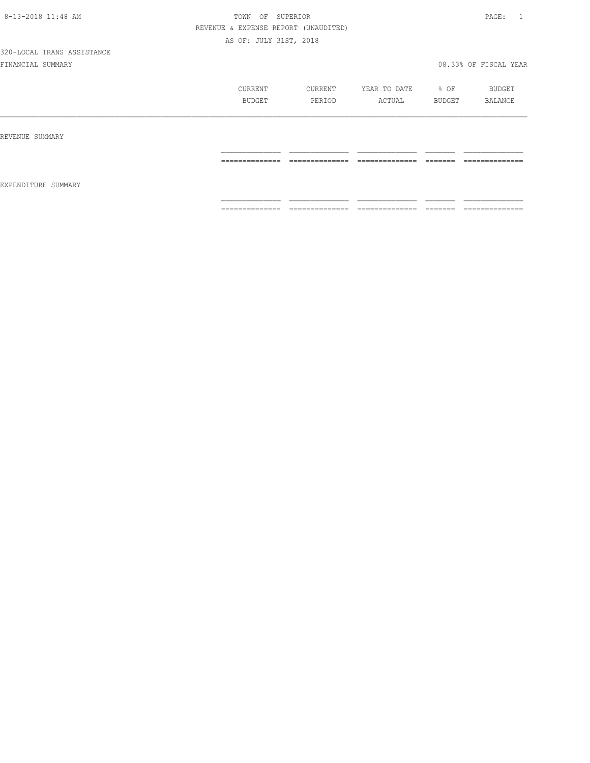8-13-2018 11:48 AM TOWN OF SUPERIOR

REVENUE & EXPENSE REPORT (UNAUDITED)

AS OF: JULY 31ST, 2018

320-LOCAL TRANS ASSISTANCE

FINANCIAL SUMMARY 08.33% OF FISCAL YEAR

| | CURRENT BUDGET | CURRENT PERIOD | YEAR TO DATE ACTUAL | % OF BUDGET | BUDGET BALANCE |
|---|---|---|---|---|---|
| REVENUE SUMMARY | | | | | |
| | | | | | |
| EXPENDITURE SUMMARY | | | | | |
| | | | | | |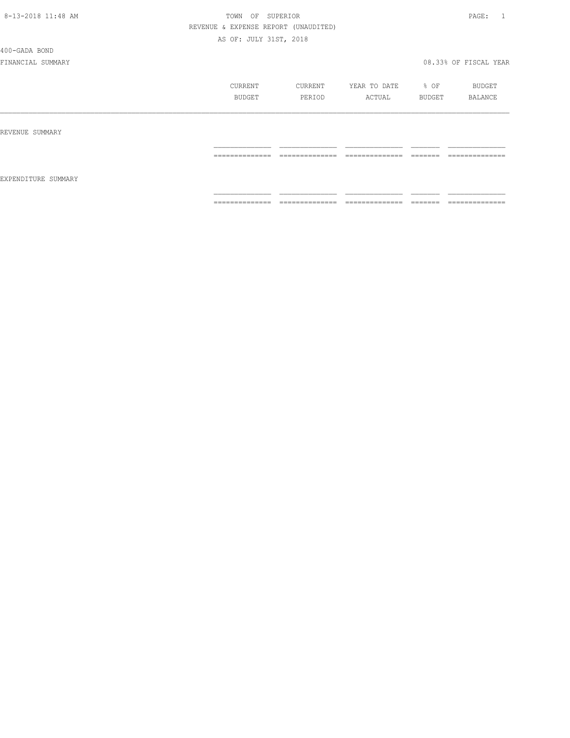TOWN OF SUPERIOR

REVENUE & EXPENSE REPORT (UNAUDITED)

AS OF: JULY 31ST, 2018

400-GADA BOND

FINANCIAL SUMMARY 08.33% OF FISCAL YEAR

| | CURRENT BUDGET | CURRENT PERIOD | YEAR TO DATE ACTUAL | % OF BUDGET | BUDGET BALANCE |
|---|---|---|---|---|---|
| REVENUE SUMMARY | | | | | |
| EXPENDITURE SUMMARY | | | | | |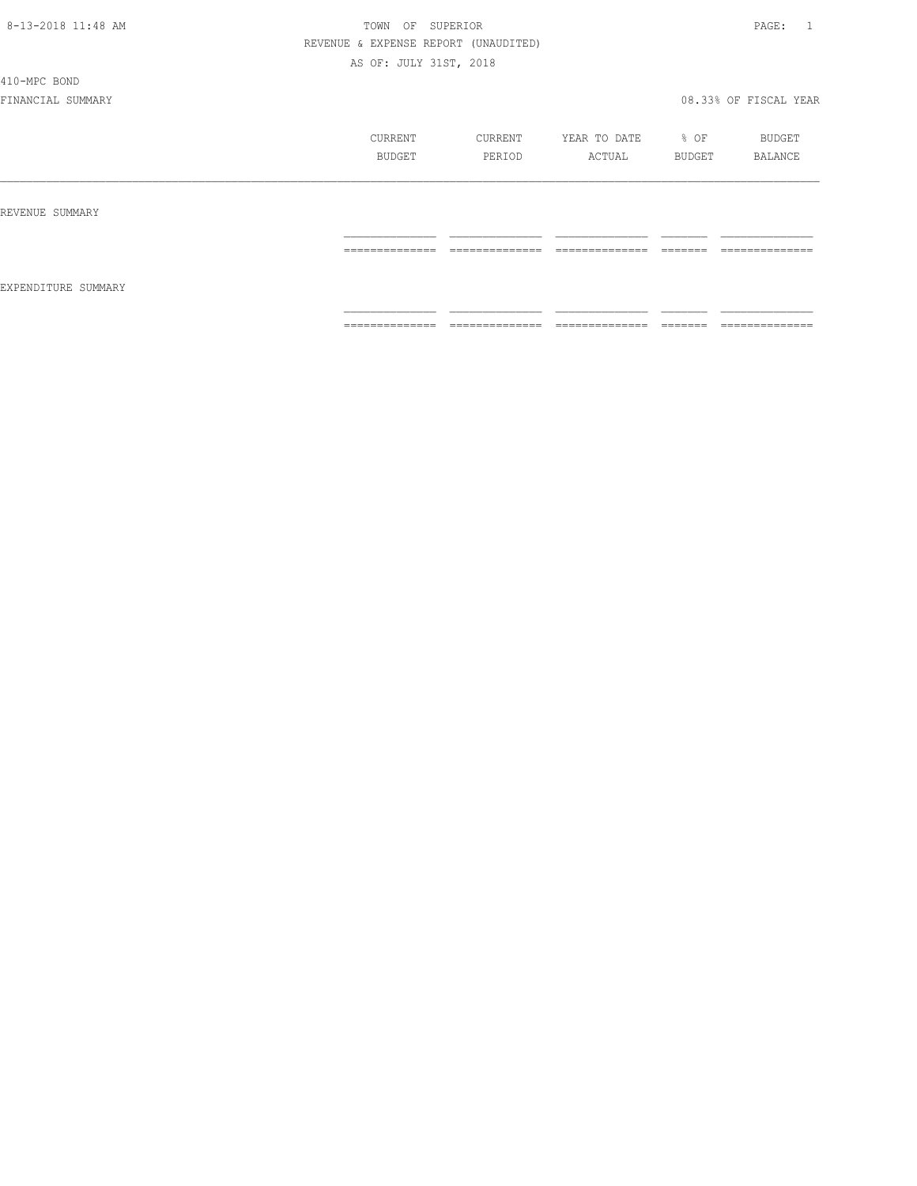8-13-2018 11:48 AM TOWN OF SUPERIOR PAGE: 1

REVENUE & EXPENSE REPORT (UNAUDITED)

AS OF: JULY 31ST, 2018

410-MPC BOND

FINANCIAL SUMMARY 08.33% OF FISCAL YEAR

| | CURRENT BUDGET | CURRENT PERIOD | YEAR TO DATE ACTUAL | % OF BUDGET | BUDGET BALANCE |
|---|---|---|---|---|---|
| REVENUE SUMMARY | | | | | |
| | | | | | |
| EXPENDITURE SUMMARY | | | | | |
| | | | | | |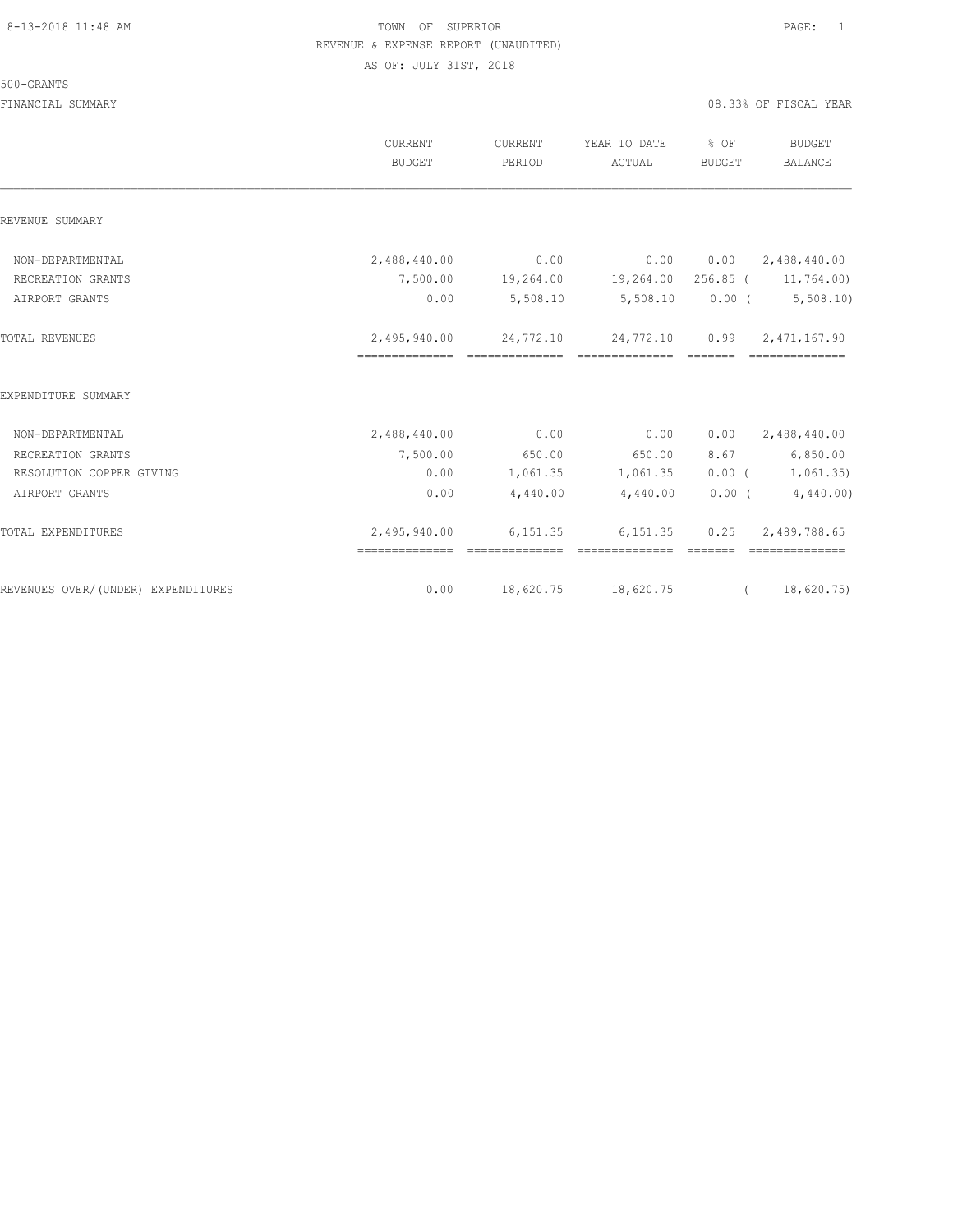TOWN OF SUPERIOR
REVENUE & EXPENSE REPORT (UNAUDITED)
AS OF: JULY 31ST, 2018

500-GRANTS

FINANCIAL SUMMARY

08.33% OF FISCAL YEAR

| | CURRENT BUDGET | CURRENT PERIOD | YEAR TO DATE ACTUAL | % OF BUDGET | BUDGET BALANCE |
|---|---|---|---|---|---|
| REVENUE SUMMARY | | | | | |
| NON-DEPARTMENTAL | 2,488,440.00 | 0.00 | 0.00 | 0.00 | 2,488,440.00 |
| RECREATION GRANTS | 7,500.00 | 19,264.00 | 19,264.00 | 256.85 | ( 11,764.00) |
| AIRPORT GRANTS | 0.00 | 5,508.10 | 5,508.10 | 0.00 | ( 5,508.10) |
| TOTAL REVENUES | 2,495,940.00 | 24,772.10 | 24,772.10 | 0.99 | 2,471,167.90 |
| EXPENDITURE SUMMARY | | | | | |
| NON-DEPARTMENTAL | 2,488,440.00 | 0.00 | 0.00 | 0.00 | 2,488,440.00 |
| RECREATION GRANTS | 7,500.00 | 650.00 | 650.00 | 8.67 | 6,850.00 |
| RESOLUTION COPPER GIVING | 0.00 | 1,061.35 | 1,061.35 | 0.00 | ( 1,061.35) |
| AIRPORT GRANTS | 0.00 | 4,440.00 | 4,440.00 | 0.00 | ( 4,440.00) |
| TOTAL EXPENDITURES | 2,495,940.00 | 6,151.35 | 6,151.35 | 0.25 | 2,489,788.65 |
| REVENUES OVER/(UNDER) EXPENDITURES | 0.00 | 18,620.75 | 18,620.75 | | ( 18,620.75) |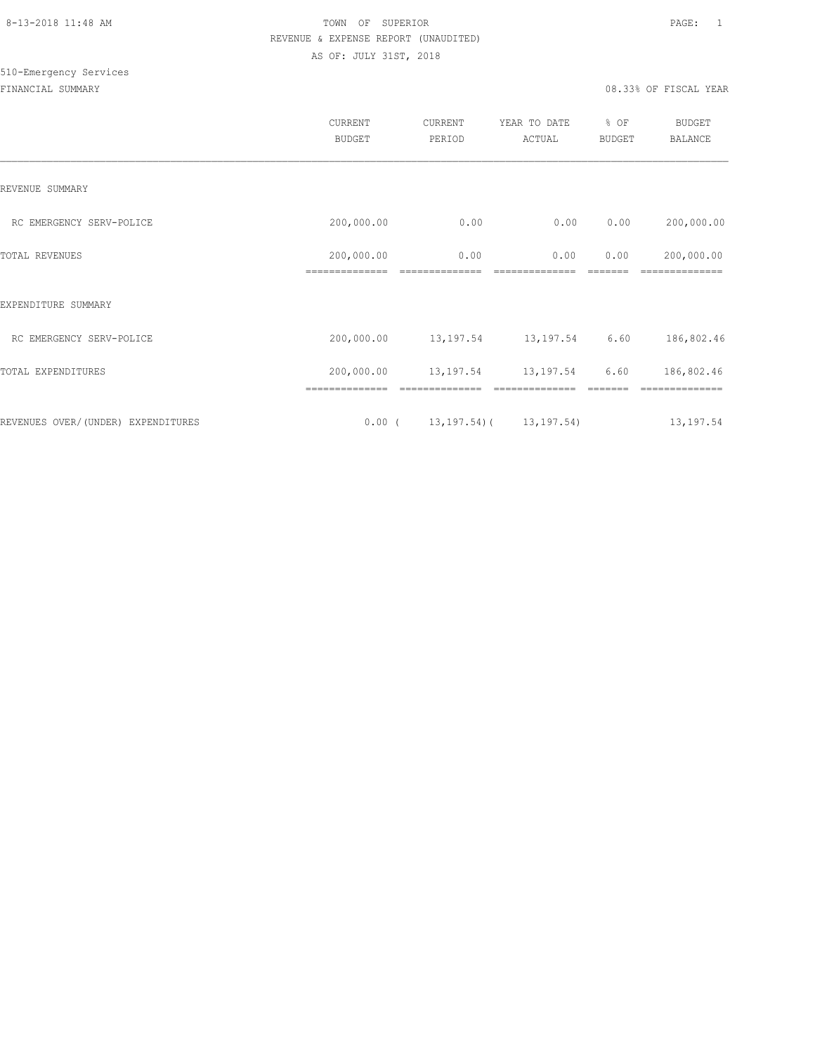8-13-2018 11:48 AM

TOWN OF SUPERIOR

REVENUE & EXPENSE REPORT (UNAUDITED)

AS OF: JULY 31ST, 2018

510-Emergency Services

FINANCIAL SUMMARY

08.33% OF FISCAL YEAR

| | CURRENT BUDGET | CURRENT PERIOD | YEAR TO DATE ACTUAL | % OF BUDGET | BUDGET BALANCE |
|---|---|---|---|---|---|
| REVENUE SUMMARY | | | | | |
| RC EMERGENCY SERV-POLICE | 200,000.00 | 0.00 | 0.00 | 0.00 | 200,000.00 |
| TOTAL REVENUES | 200,000.00 | 0.00 | 0.00 | 0.00 | 200,000.00 |
| EXPENDITURE SUMMARY | | | | | |
| RC EMERGENCY SERV-POLICE | 200,000.00 | 13,197.54 | 13,197.54 | 6.60 | 186,802.46 |
| TOTAL EXPENDITURES | 200,000.00 | 13,197.54 | 13,197.54 | 6.60 | 186,802.46 |
| REVENUES OVER/(UNDER) EXPENDITURES | 0.00 | ( 13,197.54) | ( 13,197.54) | | 13,197.54 |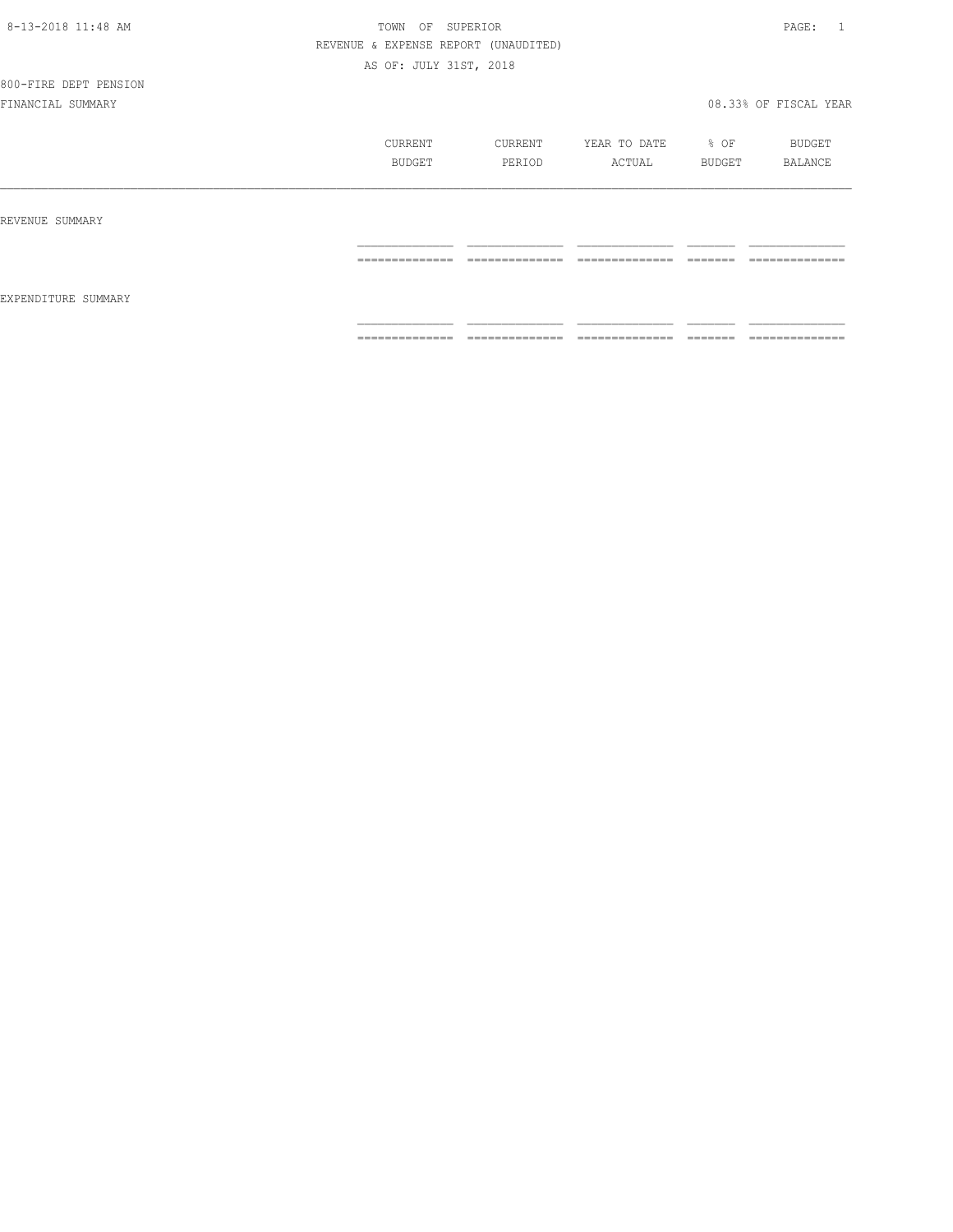TOWN OF SUPERIOR
REVENUE & EXPENSE REPORT (UNAUDITED)
AS OF: JULY 31ST, 2018

800-FIRE DEPT PENSION

FINANCIAL SUMMARY — 08.33% OF FISCAL YEAR

| | CURRENT BUDGET | CURRENT PERIOD | YEAR TO DATE ACTUAL | % OF BUDGET | BUDGET BALANCE |
|---|---|---|---|---|---|
| REVENUE SUMMARY | | | | | |
| EXPENDITURE SUMMARY | | | | | |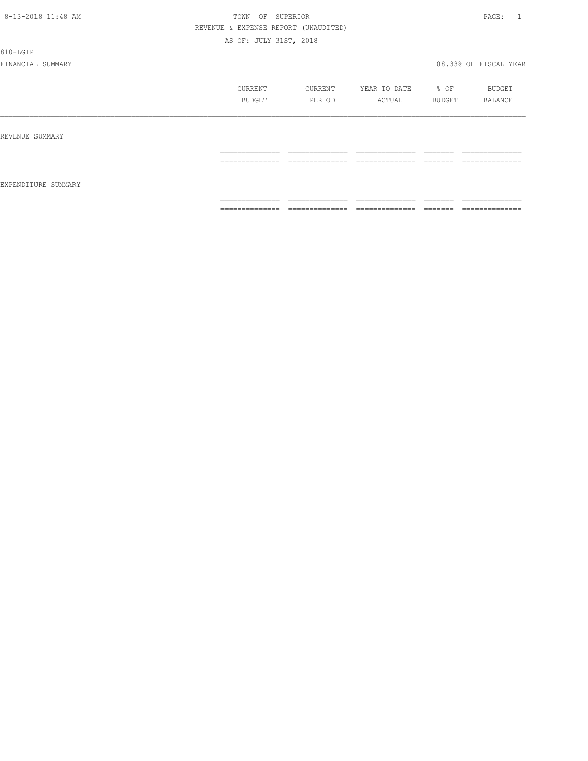810-LGIP

FINANCIAL SUMMARY — 08.33% OF FISCAL YEAR

| | CURRENT BUDGET | CURRENT PERIOD | YEAR TO DATE ACTUAL | % OF BUDGET | BUDGET BALANCE |
|---|---|---|---|---|---|
| REVENUE SUMMARY | | | | | |
| EXPENDITURE SUMMARY | | | | | |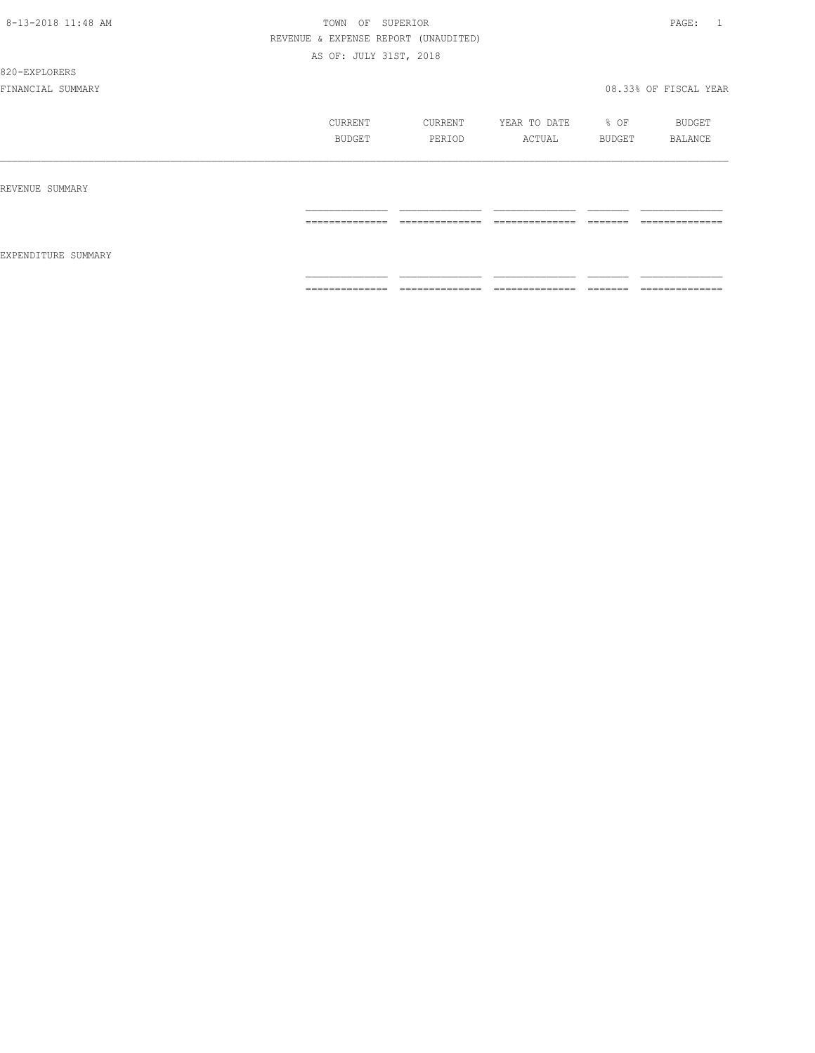8-13-2018 11:48 AM

TOWN OF SUPERIOR

REVENUE & EXPENSE REPORT (UNAUDITED)

AS OF: JULY 31ST, 2018

820-EXPLORERS

FINANCIAL SUMMARY

08.33% OF FISCAL YEAR

| | CURRENT BUDGET | CURRENT PERIOD | YEAR TO DATE ACTUAL | % OF BUDGET | BUDGET BALANCE |
|---|---|---|---|---|---|
| REVENUE SUMMARY | | | | | |
| EXPENDITURE SUMMARY | | | | | |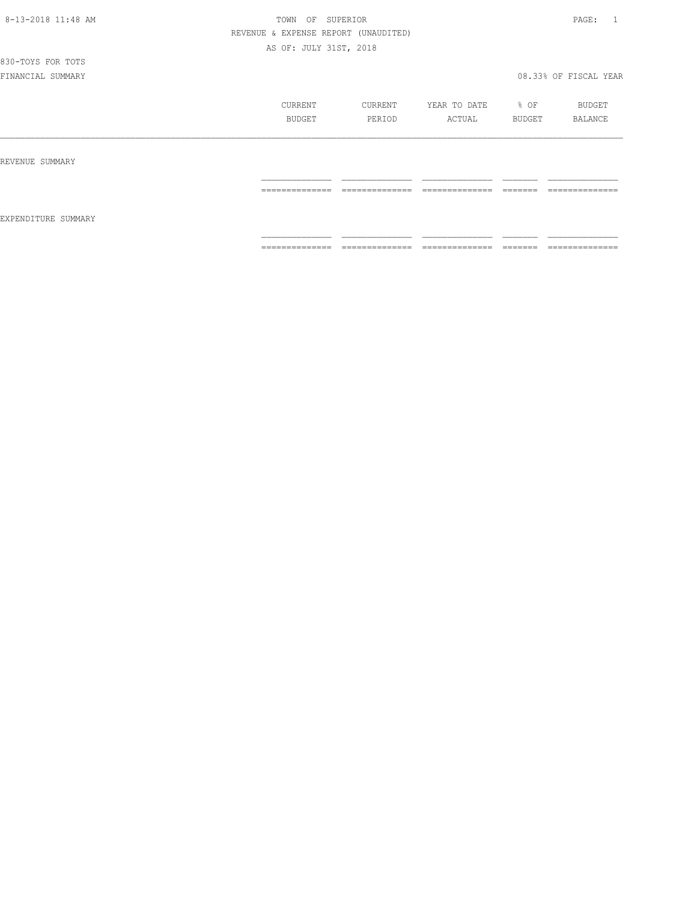TOWN OF SUPERIOR
REVENUE & EXPENSE REPORT (UNAUDITED)
AS OF: JULY 31ST, 2018

830-TOYS FOR TOTS
FINANCIAL SUMMARY

08.33% OF FISCAL YEAR

| | CURRENT BUDGET | CURRENT PERIOD | YEAR TO DATE ACTUAL | % OF BUDGET | BUDGET BALANCE |
|---|---|---|---|---|---|
| REVENUE SUMMARY | | | | | |
| EXPENDITURE SUMMARY | | | | | |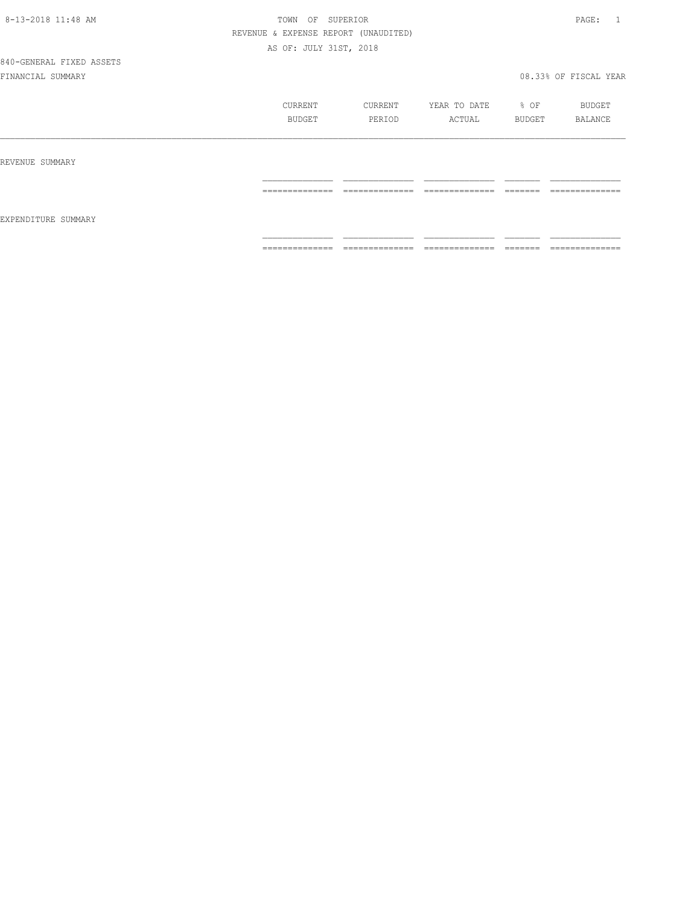TOWN OF SUPERIOR

REVENUE & EXPENSE REPORT (UNAUDITED)

AS OF: JULY 31ST, 2018

840-GENERAL FIXED ASSETS

FINANCIAL SUMMARY

08.33% OF FISCAL YEAR

| | CURRENT BUDGET | CURRENT PERIOD | YEAR TO DATE ACTUAL | % OF BUDGET | BUDGET BALANCE |
|---|---|---|---|---|---|
| REVENUE SUMMARY | | | | | |
| EXPENDITURE SUMMARY | | | | | |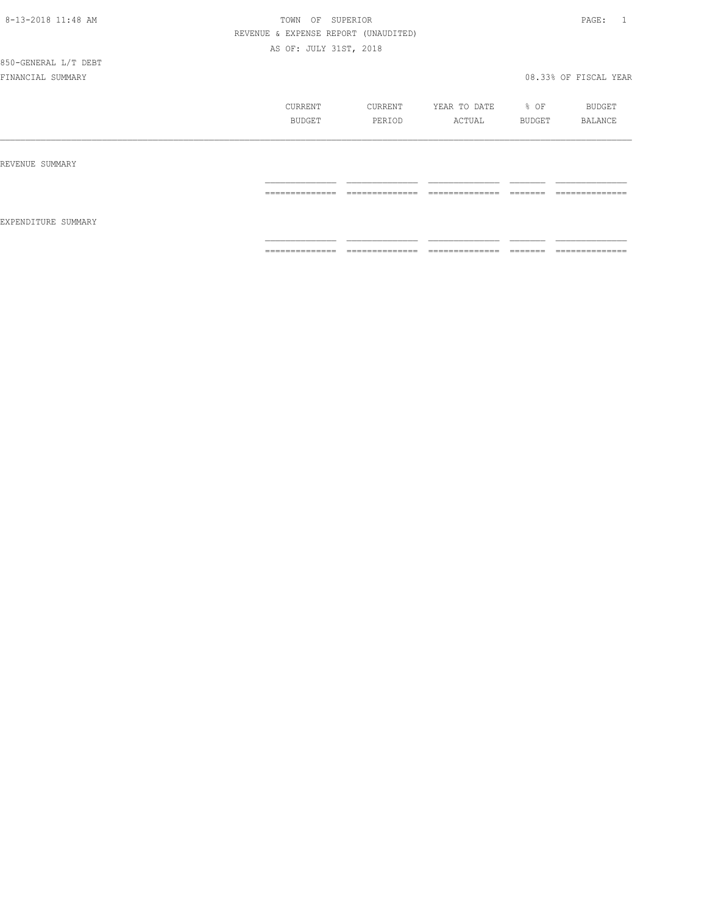8-13-2018 11:48 AM

TOWN OF SUPERIOR

REVENUE & EXPENSE REPORT (UNAUDITED)

AS OF: JULY 31ST, 2018

850-GENERAL L/T DEBT

FINANCIAL SUMMARY

08.33% OF FISCAL YEAR

| | CURRENT BUDGET | CURRENT PERIOD | YEAR TO DATE ACTUAL | % OF BUDGET | BUDGET BALANCE |
|---|---|---|---|---|---|
| REVENUE SUMMARY | | | | | |
| EXPENDITURE SUMMARY | | | | | |